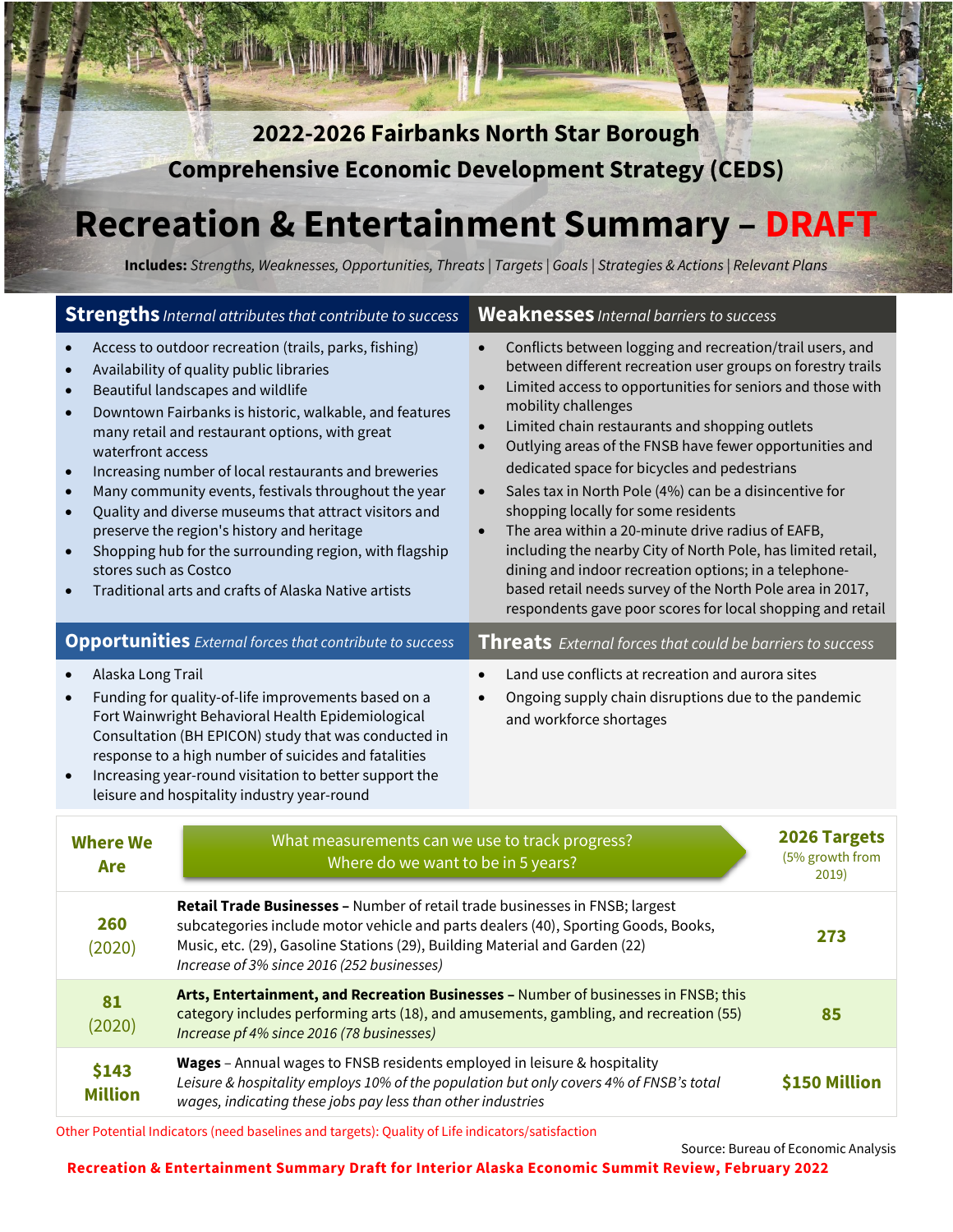# 2022-2026 Fairbanks North Star Borough Comprehensive Economic Development Strategy (CEDS)

# Recreation & Entertainment Summary – DRAFT

**Includes:** *Strengths, Weaknesses, Opportunities, Threats* | *Targets* | *Goals* | *Strategies & Actions* | *Relevant Plans*

## Strengths *Internal attributes that contribute to success*

- Access to outdoor recreation (trails, parks, fishing)
- Availability of quality public libraries
- Beautiful landscapes and wildlife
- Downtown Fairbanks is historic, walkable, and features many retail and restaurant options, with great waterfront access
- Increasing number of local restaurants and breweries
- Many community events, festivals throughout the year
- Quality and diverse museums that attract visitors and preserve the region's history and heritage
- Shopping hub for the surrounding region, with flagship stores such as Costco
- Traditional arts and crafts of Alaska Native artists

## Weaknesses *Internal barriers to success*

- Conflicts between logging and recreation/trail users, and between different recreation user groups on forestry trails
- Limited access to opportunities for seniors and those with mobility challenges
- Limited chain restaurants and shopping outlets
- Outlying areas of the FNSB have fewer opportunities and dedicated space for bicycles and pedestrians
- Sales tax in North Pole (4%) can be a disincentive for shopping locally for some residents
- The area within a 20-minute drive radius of EAFB, including the nearby City of North Pole, has limited retail, dining and indoor recreation options; in a telephone-based retail needs survey of the North Pole area in 2017, respondents gave poor scores for local shopping and retail

## Opportunities *External forces that contribute to success*

- Alaska Long Trail
- Funding for quality-of-life improvements based on a Fort Wainwright Behavioral Health Epidemiological Consultation (BH EPICON) study that was conducted in response to a high number of suicides and fatalities
- Increasing year-round visitation to better support the leisure and hospitality industry year-round

## Threats *External forces that could be barriers to success*

- Land use conflicts at recreation and aurora sites
- Ongoing supply chain disruptions due to the pandemic and workforce shortages

| Where We Are | What measurements can we use to track progress? Where do we want to be in 5 years? | 2026 Targets (5% growth from 2019) |
|---|---|---|
| 260 (2020) | **Retail Trade Businesses –** Number of retail trade businesses in FNSB; largest subcategories include motor vehicle and parts dealers (40), Sporting Goods, Books, Music, etc. (29), Gasoline Stations (29), Building Material and Garden (22) *Increase of 3% since 2016 (252 businesses)* | 273 |
| 81 (2020) | **Arts, Entertainment, and Recreation Businesses –** Number of businesses in FNSB; this category includes performing arts (18), and amusements, gambling, and recreation (55) *Increase pf 4% since 2016 (78 businesses)* | 85 |
| $143 Million | **Wages** – Annual wages to FNSB residents employed in leisure & hospitality *Leisure & hospitality employs 10% of the population but only covers 4% of FNSB's total wages, indicating these jobs pay less than other industries* | $150 Million |

Other Potential Indicators (need baselines and targets): Quality of Life indicators/satisfaction

Source: Bureau of Economic Analysis

**Recreation & Entertainment Summary Draft for Interior Alaska Economic Summit Review, February 2022**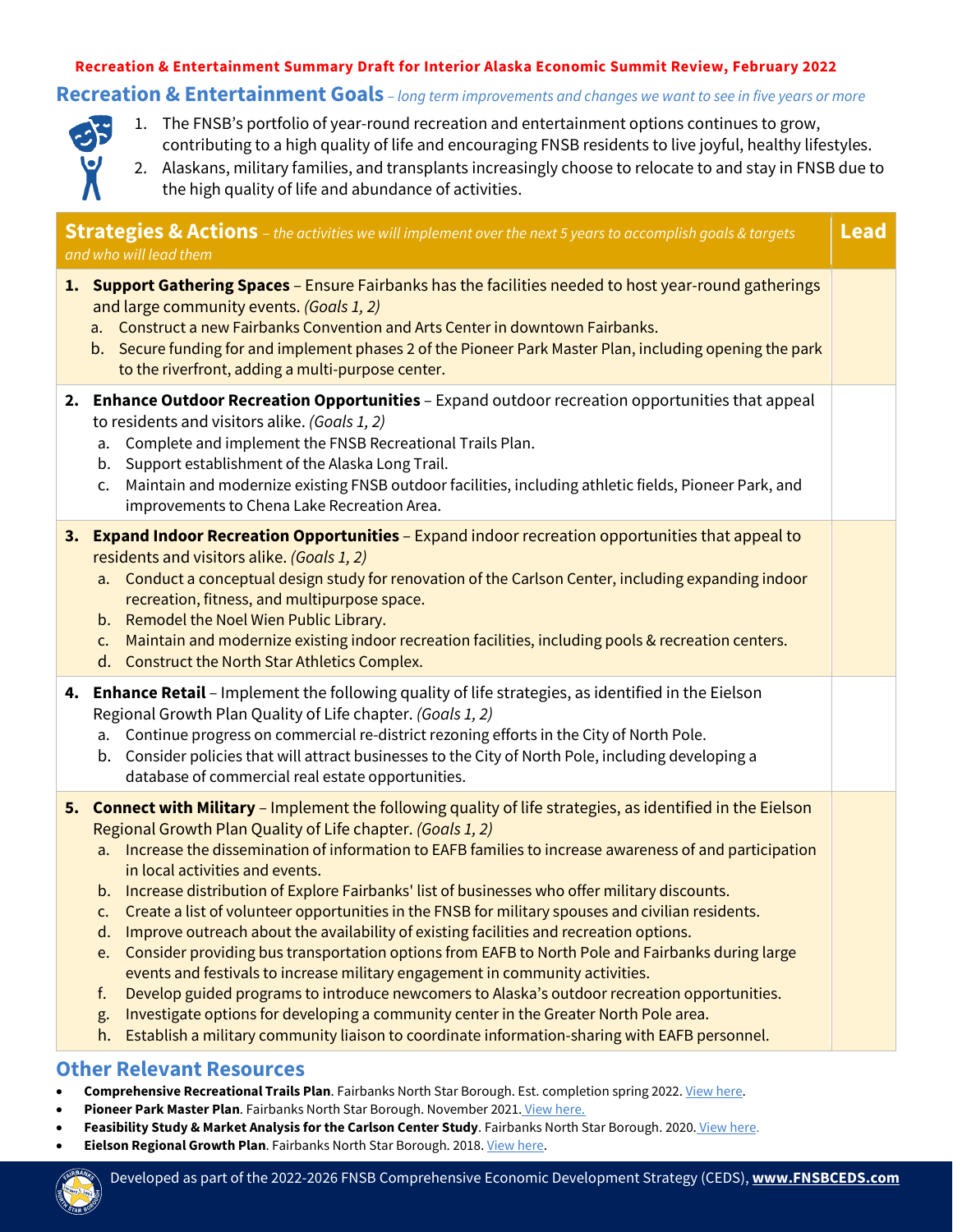**Recreation & Entertainment Summary Draft for Interior Alaska Economic Summit Review, February 2022**

## Recreation & Entertainment Goals – *long term improvements and changes we want to see in five years or more*

1. The FNSB's portfolio of year-round recreation and entertainment options continues to grow, contributing to a high quality of life and encouraging FNSB residents to live joyful, healthy lifestyles.
2. Alaskans, military families, and transplants increasingly choose to relocate to and stay in FNSB due to the high quality of life and abundance of activities.

| **Strategies & Actions** – *the activities we will implement over the next 5 years to accomplish goals & targets and who will lead them* | **Lead** |
|---|---|
| **1. Support Gathering Spaces** – Ensure Fairbanks has the facilities needed to host year-round gatherings and large community events. *(Goals 1, 2)*<br>a. Construct a new Fairbanks Convention and Arts Center in downtown Fairbanks.<br>b. Secure funding for and implement phases 2 of the Pioneer Park Master Plan, including opening the park to the riverfront, adding a multi-purpose center. | |
| **2. Enhance Outdoor Recreation Opportunities** – Expand outdoor recreation opportunities that appeal to residents and visitors alike. *(Goals 1, 2)*<br>a. Complete and implement the FNSB Recreational Trails Plan.<br>b. Support establishment of the Alaska Long Trail.<br>c. Maintain and modernize existing FNSB outdoor facilities, including athletic fields, Pioneer Park, and improvements to Chena Lake Recreation Area. | |
| **3. Expand Indoor Recreation Opportunities** – Expand indoor recreation opportunities that appeal to residents and visitors alike. *(Goals 1, 2)*<br>a. Conduct a conceptual design study for renovation of the Carlson Center, including expanding indoor recreation, fitness, and multipurpose space.<br>b. Remodel the Noel Wien Public Library.<br>c. Maintain and modernize existing indoor recreation facilities, including pools & recreation centers.<br>d. Construct the North Star Athletics Complex. | |
| **4. Enhance Retail** – Implement the following quality of life strategies, as identified in the Eielson Regional Growth Plan Quality of Life chapter. *(Goals 1, 2)*<br>a. Continue progress on commercial re-district rezoning efforts in the City of North Pole.<br>b. Consider policies that will attract businesses to the City of North Pole, including developing a database of commercial real estate opportunities. | |
| **5. Connect with Military** – Implement the following quality of life strategies, as identified in the Eielson Regional Growth Plan Quality of Life chapter. *(Goals 1, 2)*<br>a. Increase the dissemination of information to EAFB families to increase awareness of and participation in local activities and events.<br>b. Increase distribution of Explore Fairbanks' list of businesses who offer military discounts.<br>c. Create a list of volunteer opportunities in the FNSB for military spouses and civilian residents.<br>d. Improve outreach about the availability of existing facilities and recreation options.<br>e. Consider providing bus transportation options from EAFB to North Pole and Fairbanks during large events and festivals to increase military engagement in community activities.<br>f. Develop guided programs to introduce newcomers to Alaska's outdoor recreation opportunities.<br>g. Investigate options for developing a community center in the Greater North Pole area.<br>h. Establish a military community liaison to coordinate information-sharing with EAFB personnel. | |

## Other Relevant Resources

- **Comprehensive Recreational Trails Plan**. Fairbanks North Star Borough. Est. completion spring 2022. View here.
- **Pioneer Park Master Plan**. Fairbanks North Star Borough. November 2021. View here.
- **Feasibility Study & Market Analysis for the Carlson Center Study**. Fairbanks North Star Borough. 2020. View here.
- **Eielson Regional Growth Plan**. Fairbanks North Star Borough. 2018. View here.

Developed as part of the 2022-2026 FNSB Comprehensive Economic Development Strategy (CEDS), **www.FNSBCEDS.com**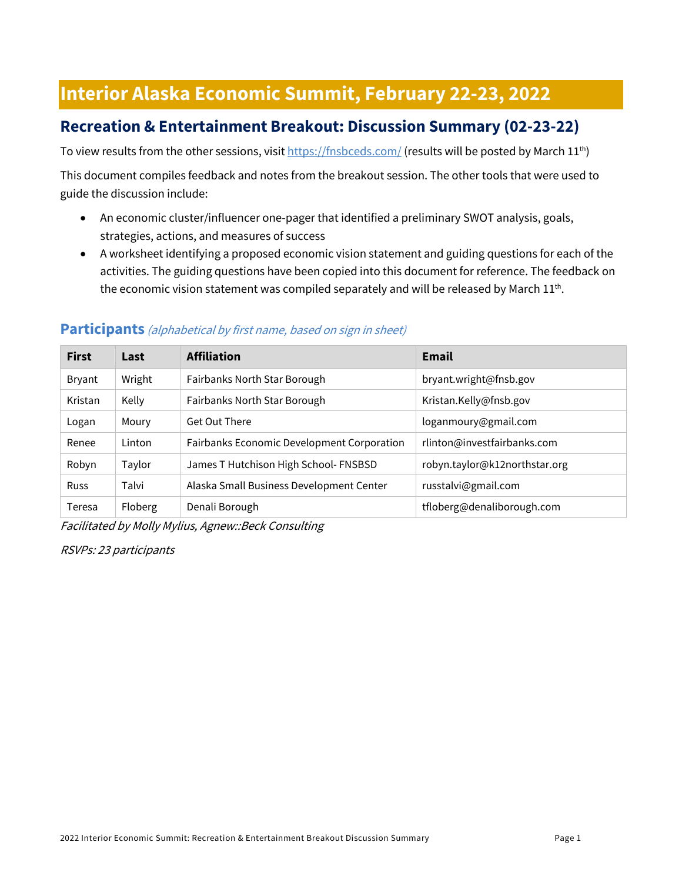# Interior Alaska Economic Summit, February 22-23, 2022

## Recreation & Entertainment Breakout: Discussion Summary (02-23-22)

To view results from the other sessions, visit https://fnsbceds.com/ (results will be posted by March 11th)

This document compiles feedback and notes from the breakout session. The other tools that were used to guide the discussion include:

- An economic cluster/influencer one-pager that identified a preliminary SWOT analysis, goals, strategies, actions, and measures of success
- A worksheet identifying a proposed economic vision statement and guiding questions for each of the activities. The guiding questions have been copied into this document for reference. The feedback on the economic vision statement was compiled separately and will be released by March 11th.

### Participants *(alphabetical by first name, based on sign in sheet)*

| First | Last | Affiliation | Email |
|---|---|---|---|
| Bryant | Wright | Fairbanks North Star Borough | bryant.wright@fnsb.gov |
| Kristan | Kelly | Fairbanks North Star Borough | Kristan.Kelly@fnsb.gov |
| Logan | Moury | Get Out There | loganmoury@gmail.com |
| Renee | Linton | Fairbanks Economic Development Corporation | rlinton@investfairbanks.com |
| Robyn | Taylor | James T Hutchison High School- FNSBSD | robyn.taylor@k12northstar.org |
| Russ | Talvi | Alaska Small Business Development Center | russtalvi@gmail.com |
| Teresa | Floberg | Denali Borough | tfloberg@denaliborough.com |

*Facilitated by Molly Mylius, Agnew::Beck Consulting*

*RSVPs: 23 participants*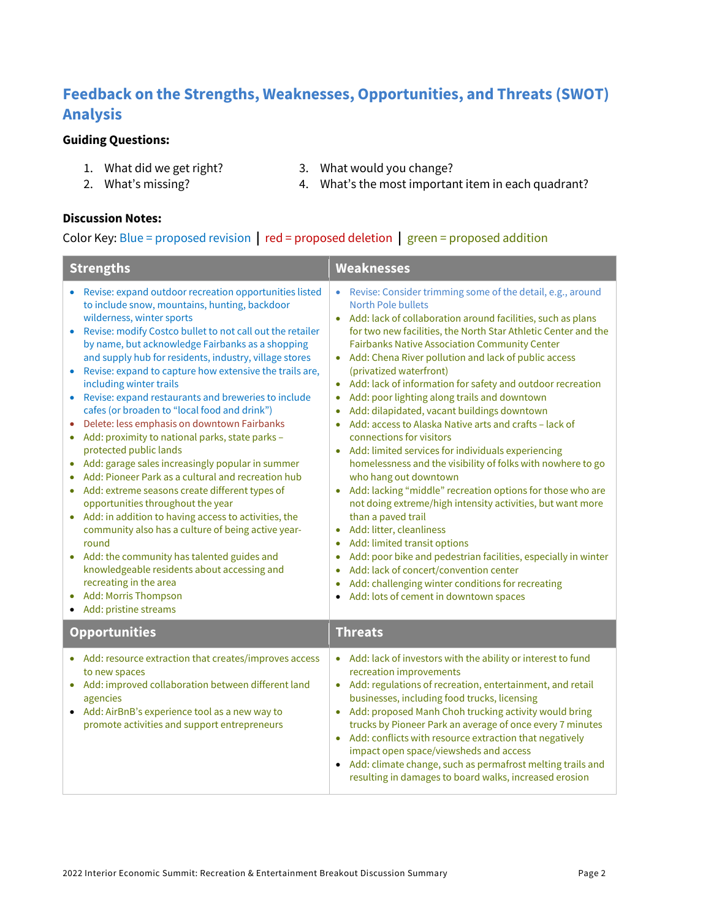## Feedback on the Strengths, Weaknesses, Opportunities, and Threats (SWOT) Analysis

**Guiding Questions:**

1. What did we get right?
2. What's missing?
3. What would you change?
4. What's the most important item in each quadrant?

**Discussion Notes:**

Color Key: Blue = proposed revision | red = proposed deletion | green = proposed addition

| Strengths | Weaknesses |
|---|---|
| • Revise: expand outdoor recreation opportunities listed to include snow, mountains, hunting, backdoor wilderness, winter sports<br>• Revise: modify Costco bullet to not call out the retailer by name, but acknowledge Fairbanks as a shopping and supply hub for residents, industry, village stores<br>• Revise: expand to capture how extensive the trails are, including winter trails<br>• Revise: expand restaurants and breweries to include cafes (or broaden to "local food and drink")<br>• Delete: less emphasis on downtown Fairbanks<br>• Add: proximity to national parks, state parks – protected public lands<br>• Add: garage sales increasingly popular in summer<br>• Add: Pioneer Park as a cultural and recreation hub<br>• Add: extreme seasons create different types of opportunities throughout the year<br>• Add: in addition to having access to activities, the community also has a culture of being active year-round<br>• Add: the community has talented guides and knowledgeable residents about accessing and recreating in the area<br>• Add: Morris Thompson<br>• Add: pristine streams | • Revise: Consider trimming some of the detail, e.g., around North Pole bullets<br>• Add: lack of collaboration around facilities, such as plans for two new facilities, the North Star Athletic Center and the Fairbanks Native Association Community Center<br>• Add: Chena River pollution and lack of public access (privatized waterfront)<br>• Add: lack of information for safety and outdoor recreation<br>• Add: poor lighting along trails and downtown<br>• Add: dilapidated, vacant buildings downtown<br>• Add: access to Alaska Native arts and crafts – lack of connections for visitors<br>• Add: limited services for individuals experiencing homelessness and the visibility of folks with nowhere to go who hang out downtown<br>• Add: lacking "middle" recreation options for those who are not doing extreme/high intensity activities, but want more than a paved trail<br>• Add: litter, cleanliness<br>• Add: limited transit options<br>• Add: poor bike and pedestrian facilities, especially in winter<br>• Add: lack of concert/convention center<br>• Add: challenging winter conditions for recreating<br>• Add: lots of cement in downtown spaces |
| **Opportunities** | **Threats** |
| • Add: resource extraction that creates/improves access to new spaces<br>• Add: improved collaboration between different land agencies<br>• Add: AirBnB's experience tool as a new way to promote activities and support entrepreneurs | • Add: lack of investors with the ability or interest to fund recreation improvements<br>• Add: regulations of recreation, entertainment, and retail businesses, including food trucks, licensing<br>• Add: proposed Manh Choh trucking activity would bring trucks by Pioneer Park an average of once every 7 minutes<br>• Add: conflicts with resource extraction that negatively impact open space/viewsheds and access<br>• Add: climate change, such as permafrost melting trails and resulting in damages to board walks, increased erosion |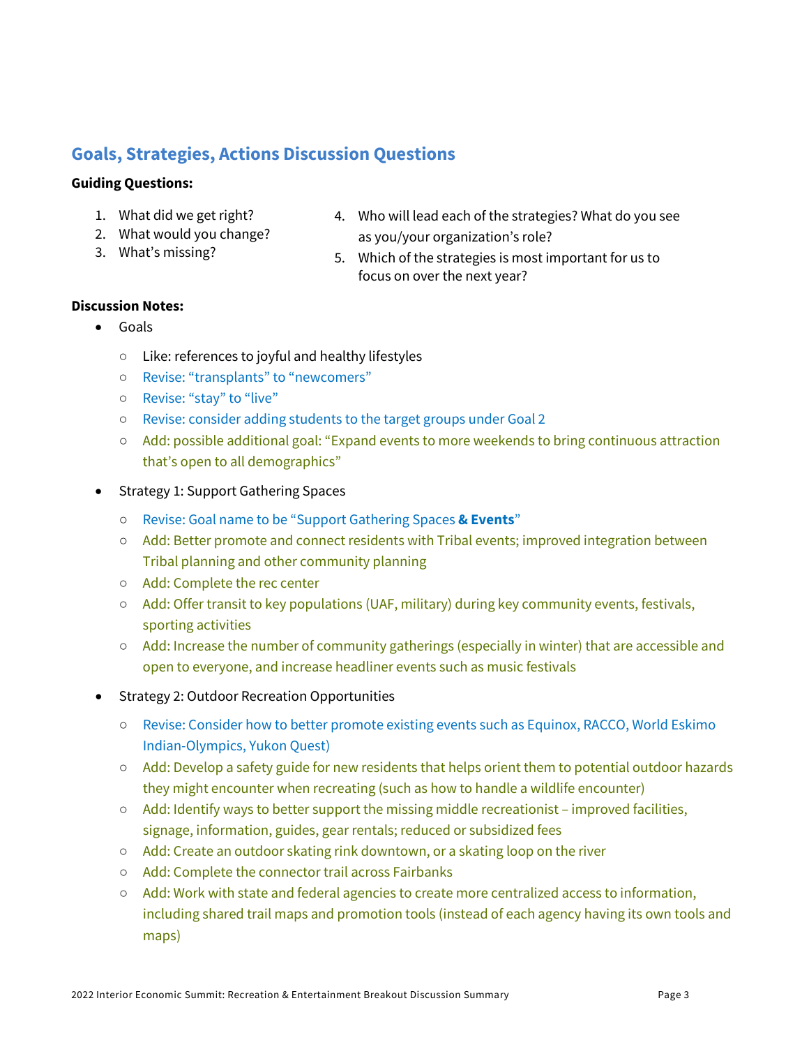## Goals, Strategies, Actions Discussion Questions

**Guiding Questions:**

1. What did we get right?
2. What would you change?
3. What's missing?
4. Who will lead each of the strategies? What do you see as you/your organization's role?
5. Which of the strategies is most important for us to focus on over the next year?

**Discussion Notes:**

- Goals
  - Like: references to joyful and healthy lifestyles
  - Revise: "transplants" to "newcomers"
  - Revise: "stay" to "live"
  - Revise: consider adding students to the target groups under Goal 2
  - Add: possible additional goal: "Expand events to more weekends to bring continuous attraction that's open to all demographics"
- Strategy 1: Support Gathering Spaces
  - Revise: Goal name to be "Support Gathering Spaces **& Events**"
  - Add: Better promote and connect residents with Tribal events; improved integration between Tribal planning and other community planning
  - Add: Complete the rec center
  - Add: Offer transit to key populations (UAF, military) during key community events, festivals, sporting activities
  - Add: Increase the number of community gatherings (especially in winter) that are accessible and open to everyone, and increase headliner events such as music festivals
- Strategy 2: Outdoor Recreation Opportunities
  - Revise: Consider how to better promote existing events such as Equinox, RACCO, World Eskimo Indian-Olympics, Yukon Quest)
  - Add: Develop a safety guide for new residents that helps orient them to potential outdoor hazards they might encounter when recreating (such as how to handle a wildlife encounter)
  - Add: Identify ways to better support the missing middle recreationist – improved facilities, signage, information, guides, gear rentals; reduced or subsidized fees
  - Add: Create an outdoor skating rink downtown, or a skating loop on the river
  - Add: Complete the connector trail across Fairbanks
  - Add: Work with state and federal agencies to create more centralized access to information, including shared trail maps and promotion tools (instead of each agency having its own tools and maps)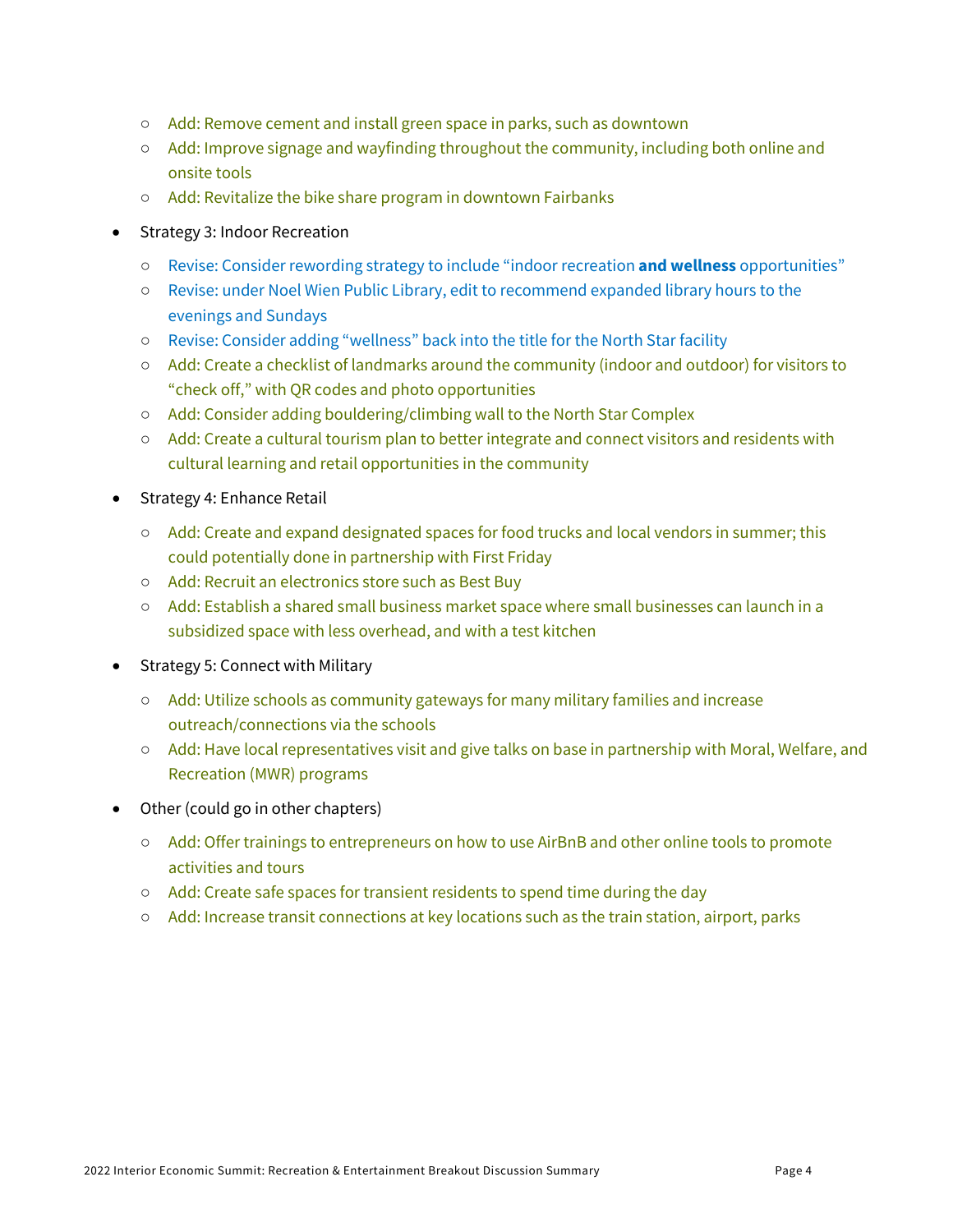- Add: Remove cement and install green space in parks, such as downtown
    - Add: Improve signage and wayfinding throughout the community, including both online and onsite tools
    - Add: Revitalize the bike share program in downtown Fairbanks
- Strategy 3: Indoor Recreation
    - Revise: Consider rewording strategy to include "indoor recreation **and wellness** opportunities"
    - Revise: under Noel Wien Public Library, edit to recommend expanded library hours to the evenings and Sundays
    - Revise: Consider adding "wellness" back into the title for the North Star facility
    - Add: Create a checklist of landmarks around the community (indoor and outdoor) for visitors to "check off," with QR codes and photo opportunities
    - Add: Consider adding bouldering/climbing wall to the North Star Complex
    - Add: Create a cultural tourism plan to better integrate and connect visitors and residents with cultural learning and retail opportunities in the community
- Strategy 4: Enhance Retail
    - Add: Create and expand designated spaces for food trucks and local vendors in summer; this could potentially done in partnership with First Friday
    - Add: Recruit an electronics store such as Best Buy
    - Add: Establish a shared small business market space where small businesses can launch in a subsidized space with less overhead, and with a test kitchen
- Strategy 5: Connect with Military
    - Add: Utilize schools as community gateways for many military families and increase outreach/connections via the schools
    - Add: Have local representatives visit and give talks on base in partnership with Moral, Welfare, and Recreation (MWR) programs
- Other (could go in other chapters)
    - Add: Offer trainings to entrepreneurs on how to use AirBnB and other online tools to promote activities and tours
    - Add: Create safe spaces for transient residents to spend time during the day
    - Add: Increase transit connections at key locations such as the train station, airport, parks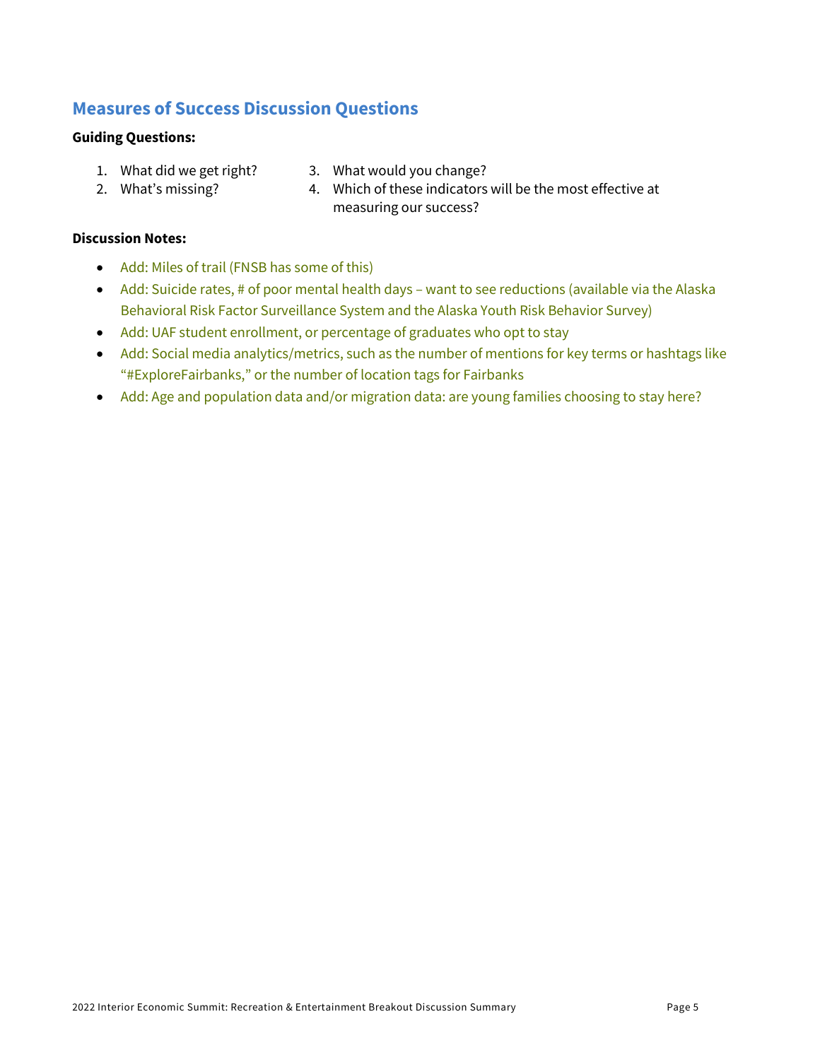## Measures of Success Discussion Questions

**Guiding Questions:**

1. What did we get right?
2. What's missing?
3. What would you change?
4. Which of these indicators will be the most effective at measuring our success?

**Discussion Notes:**

- Add: Miles of trail (FNSB has some of this)
- Add: Suicide rates, # of poor mental health days – want to see reductions (available via the Alaska Behavioral Risk Factor Surveillance System and the Alaska Youth Risk Behavior Survey)
- Add: UAF student enrollment, or percentage of graduates who opt to stay
- Add: Social media analytics/metrics, such as the number of mentions for key terms or hashtags like "#ExploreFairbanks," or the number of location tags for Fairbanks
- Add: Age and population data and/or migration data: are young families choosing to stay here?